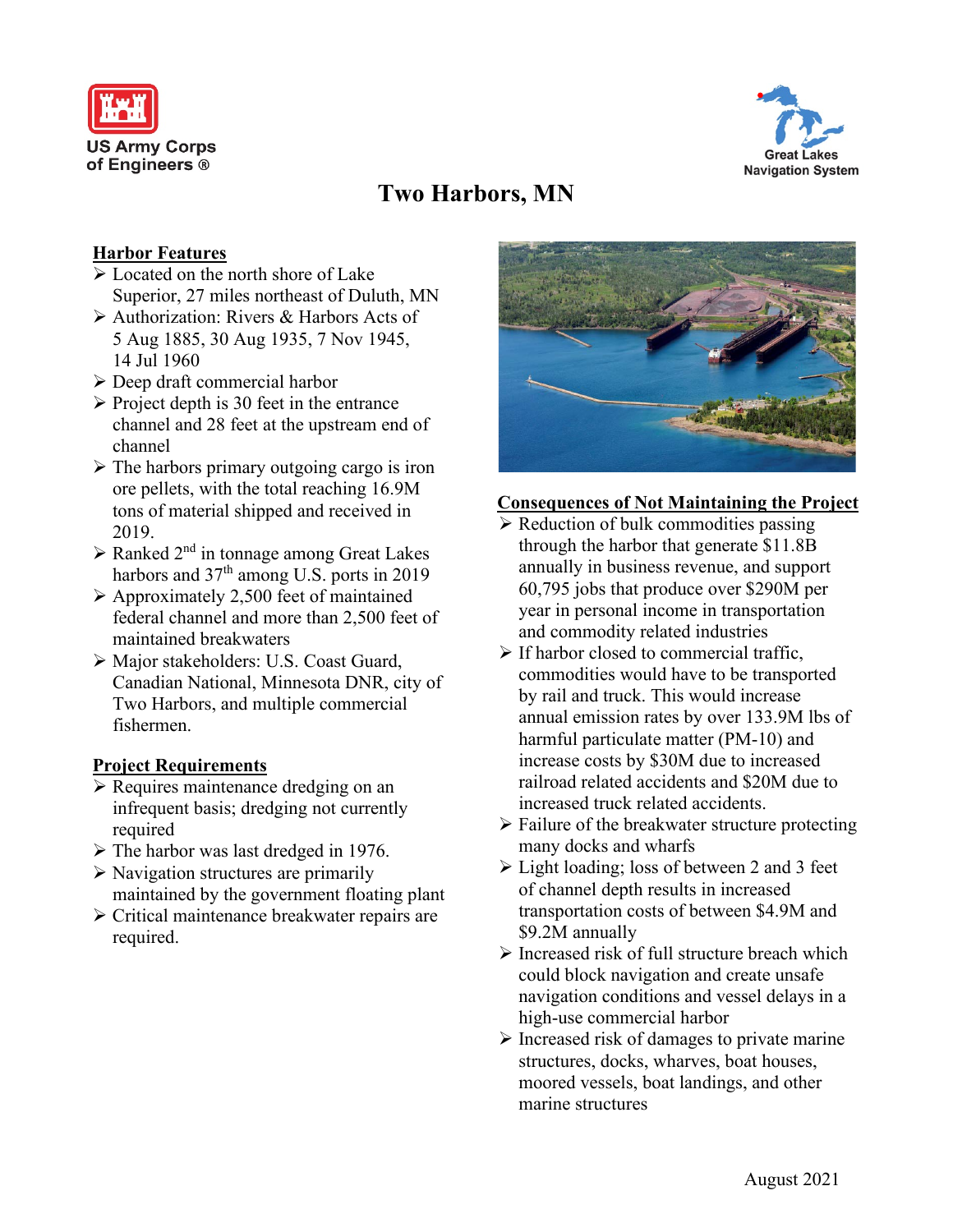US Army Corps of Engineers ®

Great Lakes Navigation System

# Two Harbors, MN

## Harbor Features

- Located on the north shore of Lake Superior, 27 miles northeast of Duluth, MN
- Authorization: Rivers & Harbors Acts of 5 Aug 1885, 30 Aug 1935, 7 Nov 1945, 14 Jul 1960
- Deep draft commercial harbor
- Project depth is 30 feet in the entrance channel and 28 feet at the upstream end of channel
- The harbors primary outgoing cargo is iron ore pellets, with the total reaching 16.9M tons of material shipped and received in 2019.
- Ranked 2nd in tonnage among Great Lakes harbors and 37th among U.S. ports in 2019
- Approximately 2,500 feet of maintained federal channel and more than 2,500 feet of maintained breakwaters
- Major stakeholders: U.S. Coast Guard, Canadian National, Minnesota DNR, city of Two Harbors, and multiple commercial fishermen.

## Project Requirements

- Requires maintenance dredging on an infrequent basis; dredging not currently required
- The harbor was last dredged in 1976.
- Navigation structures are primarily maintained by the government floating plant
- Critical maintenance breakwater repairs are required.

## Consequences of Not Maintaining the Project

- Reduction of bulk commodities passing through the harbor that generate $11.8B annually in business revenue, and support 60,795 jobs that produce over $290M per year in personal income in transportation and commodity related industries
- If harbor closed to commercial traffic, commodities would have to be transported by rail and truck. This would increase annual emission rates by over 133.9M lbs of harmful particulate matter (PM-10) and increase costs by $30M due to increased railroad related accidents and $20M due to increased truck related accidents.
- Failure of the breakwater structure protecting many docks and wharfs
- Light loading; loss of between 2 and 3 feet of channel depth results in increased transportation costs of between $4.9M and $9.2M annually
- Increased risk of full structure breach which could block navigation and create unsafe navigation conditions and vessel delays in a high-use commercial harbor
- Increased risk of damages to private marine structures, docks, wharves, boat houses, moored vessels, boat landings, and other marine structures

August 2021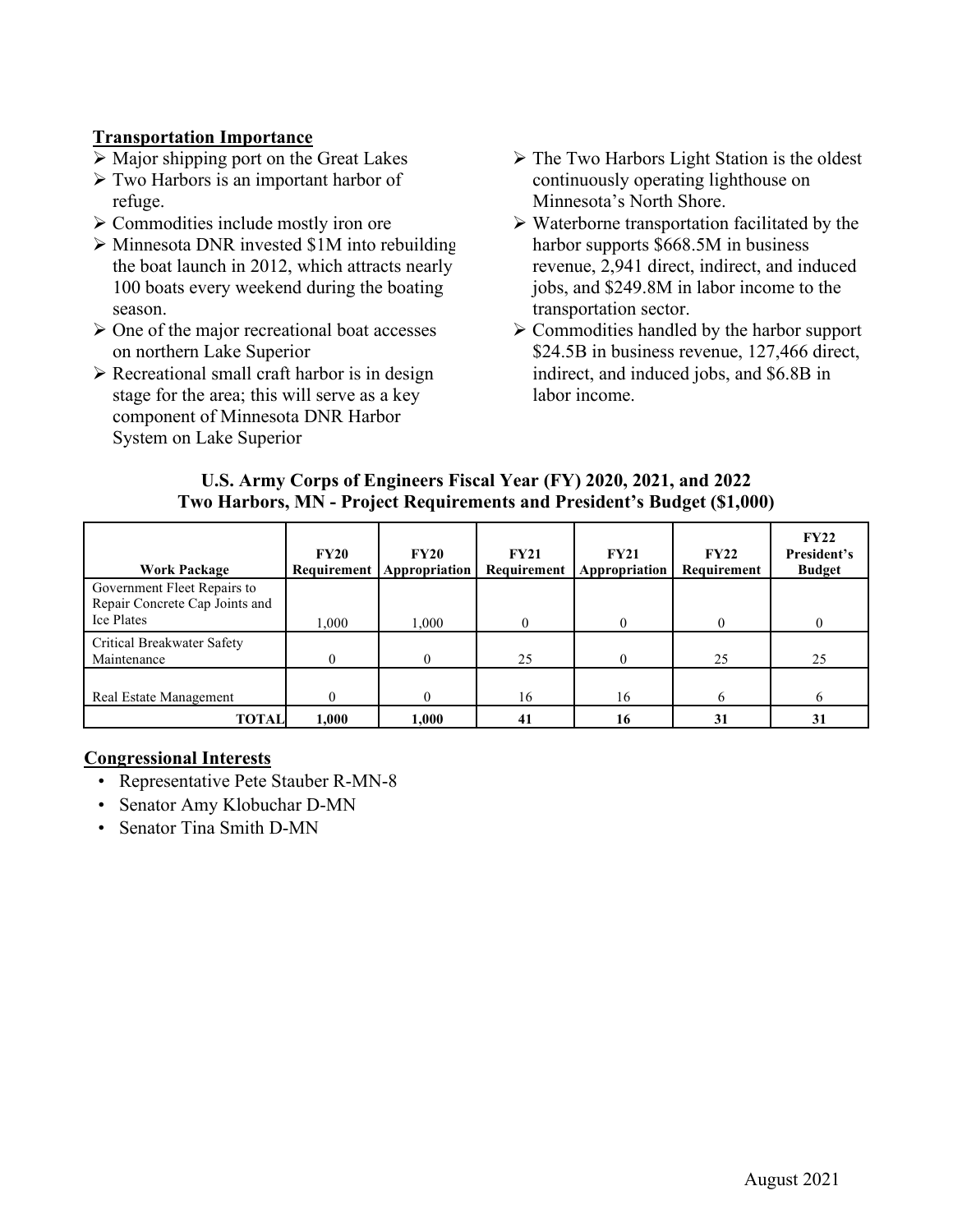## Transportation Importance

- Major shipping port on the Great Lakes
- Two Harbors is an important harbor of refuge.
- Commodities include mostly iron ore
- Minnesota DNR invested $1M into rebuilding the boat launch in 2012, which attracts nearly 100 boats every weekend during the boating season.
- One of the major recreational boat accesses on northern Lake Superior
- Recreational small craft harbor is in design stage for the area; this will serve as a key component of Minnesota DNR Harbor System on Lake Superior
- The Two Harbors Light Station is the oldest continuously operating lighthouse on Minnesota's North Shore.
- Waterborne transportation facilitated by the harbor supports $668.5M in business revenue, 2,941 direct, indirect, and induced jobs, and $249.8M in labor income to the transportation sector.
- Commodities handled by the harbor support $24.5B in business revenue, 127,466 direct, indirect, and induced jobs, and $6.8B in labor income.

**U.S. Army Corps of Engineers Fiscal Year (FY) 2020, 2021, and 2022**
**Two Harbors, MN - Project Requirements and President's Budget ($1,000)**

| Work Package | FY20 Requirement | FY20 Appropriation | FY21 Requirement | FY21 Appropriation | FY22 Requirement | FY22 President's Budget |
|---|---|---|---|---|---|---|
| Government Fleet Repairs to Repair Concrete Cap Joints and Ice Plates | 1,000 | 1,000 | 0 | 0 | 0 | 0 |
| Critical Breakwater Safety Maintenance | 0 | 0 | 25 | 0 | 25 | 25 |
| Real Estate Management | 0 | 0 | 16 | 16 | 6 | 6 |
| **TOTAL** | **1,000** | **1,000** | **41** | **16** | **31** | **31** |

## Congressional Interests

- Representative Pete Stauber R-MN-8
- Senator Amy Klobuchar D-MN
- Senator Tina Smith D-MN

August 2021